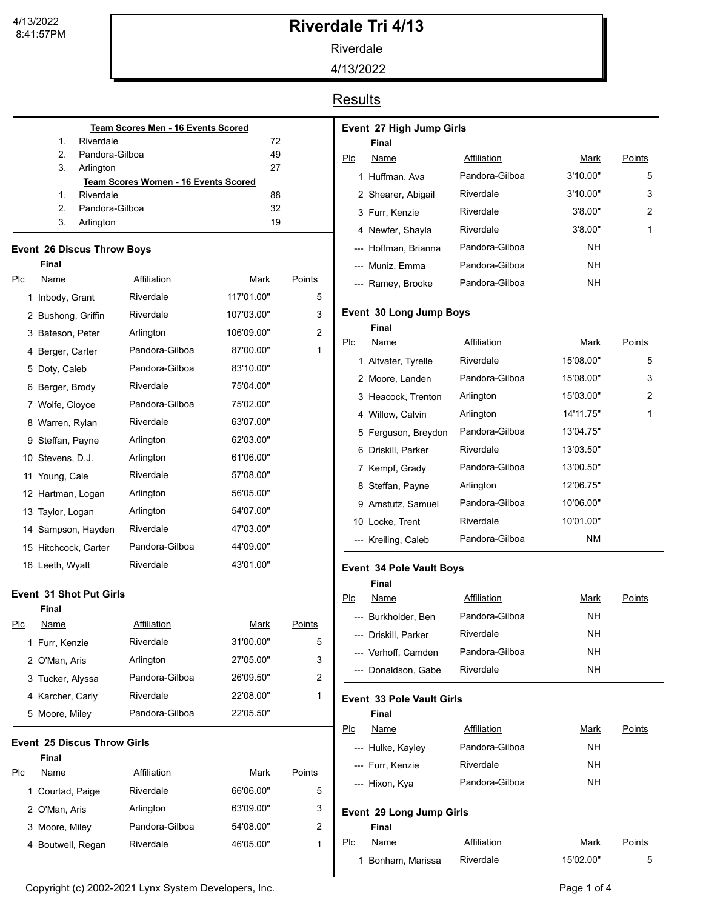# Riverdale Tri 4/13

Riverdale

4/13/2022

## Results

**Team Scores Men - 16 Events Scored**

| | Team | Points |
|---|---|---|
| 1. | Riverdale | 72 |
| 2. | Pandora-Gilboa | 49 |
| 3. | Arlington | 27 |

**Team Scores Women - 16 Events Scored**

| | Team | Points |
|---|---|---|
| 1. | Riverdale | 88 |
| 2. | Pandora-Gilboa | 32 |
| 3. | Arlington | 19 |

### Event 26 Discus Throw Boys

**Final**

| Plc | Name | Affiliation | Mark | Points |
|---|---|---|---|---|
| 1 | Inbody, Grant | Riverdale | 117'01.00" | 5 |
| 2 | Bushong, Griffin | Riverdale | 107'03.00" | 3 |
| 3 | Bateson, Peter | Arlington | 106'09.00" | 2 |
| 4 | Berger, Carter | Pandora-Gilboa | 87'00.00" | 1 |
| 5 | Doty, Caleb | Pandora-Gilboa | 83'10.00" | |
| 6 | Berger, Brody | Riverdale | 75'04.00" | |
| 7 | Wolfe, Cloyce | Pandora-Gilboa | 75'02.00" | |
| 8 | Warren, Rylan | Riverdale | 63'07.00" | |
| 9 | Steffan, Payne | Arlington | 62'03.00" | |
| 10 | Stevens, D.J. | Arlington | 61'06.00" | |
| 11 | Young, Cale | Riverdale | 57'08.00" | |
| 12 | Hartman, Logan | Arlington | 56'05.00" | |
| 13 | Taylor, Logan | Arlington | 54'07.00" | |
| 14 | Sampson, Hayden | Riverdale | 47'03.00" | |
| 15 | Hitchcock, Carter | Pandora-Gilboa | 44'09.00" | |
| 16 | Leeth, Wyatt | Riverdale | 43'01.00" | |

### Event 31 Shot Put Girls

**Final**

| Plc | Name | Affiliation | Mark | Points |
|---|---|---|---|---|
| 1 | Furr, Kenzie | Riverdale | 31'00.00" | 5 |
| 2 | O'Man, Aris | Arlington | 27'05.00" | 3 |
| 3 | Tucker, Alyssa | Pandora-Gilboa | 26'09.50" | 2 |
| 4 | Karcher, Carly | Riverdale | 22'08.00" | 1 |
| 5 | Moore, Miley | Pandora-Gilboa | 22'05.50" | |

### Event 25 Discus Throw Girls

**Final**

| Plc | Name | Affiliation | Mark | Points |
|---|---|---|---|---|
| 1 | Courtad, Paige | Riverdale | 66'06.00" | 5 |
| 2 | O'Man, Aris | Arlington | 63'09.00" | 3 |
| 3 | Moore, Miley | Pandora-Gilboa | 54'08.00" | 2 |
| 4 | Boutwell, Regan | Riverdale | 46'05.00" | 1 |

### Event 27 High Jump Girls

**Final**

| Plc | Name | Affiliation | Mark | Points |
|---|---|---|---|---|
| 1 | Huffman, Ava | Pandora-Gilboa | 3'10.00" | 5 |
| 2 | Shearer, Abigail | Riverdale | 3'10.00" | 3 |
| 3 | Furr, Kenzie | Riverdale | 3'8.00" | 2 |
| 4 | Newfer, Shayla | Riverdale | 3'8.00" | 1 |
| --- | Hoffman, Brianna | Pandora-Gilboa | NH | |
| --- | Muniz, Emma | Pandora-Gilboa | NH | |
| --- | Ramey, Brooke | Pandora-Gilboa | NH | |

### Event 30 Long Jump Boys

**Final**

| Plc | Name | Affiliation | Mark | Points |
|---|---|---|---|---|
| 1 | Altvater, Tyrelle | Riverdale | 15'08.00" | 5 |
| 2 | Moore, Landen | Pandora-Gilboa | 15'08.00" | 3 |
| 3 | Heacock, Trenton | Arlington | 15'03.00" | 2 |
| 4 | Willow, Calvin | Arlington | 14'11.75" | 1 |
| 5 | Ferguson, Breydon | Pandora-Gilboa | 13'04.75" | |
| 6 | Driskill, Parker | Riverdale | 13'03.50" | |
| 7 | Kempf, Grady | Pandora-Gilboa | 13'00.50" | |
| 8 | Steffan, Payne | Arlington | 12'06.75" | |
| 9 | Amstutz, Samuel | Pandora-Gilboa | 10'06.00" | |
| 10 | Locke, Trent | Riverdale | 10'01.00" | |
| --- | Kreiling, Caleb | Pandora-Gilboa | NM | |

### Event 34 Pole Vault Boys

**Final**

| Plc | Name | Affiliation | Mark | Points |
|---|---|---|---|---|
| --- | Burkholder, Ben | Pandora-Gilboa | NH | |
| --- | Driskill, Parker | Riverdale | NH | |
| --- | Verhoff, Camden | Pandora-Gilboa | NH | |
| --- | Donaldson, Gabe | Riverdale | NH | |

### Event 33 Pole Vault Girls

**Final**

| Plc | Name | Affiliation | Mark | Points |
|---|---|---|---|---|
| --- | Hulke, Kayley | Pandora-Gilboa | NH | |
| --- | Furr, Kenzie | Riverdale | NH | |
| --- | Hixon, Kya | Pandora-Gilboa | NH | |

### Event 29 Long Jump Girls

**Final**

| Plc | Name | Affiliation | Mark | Points |
|---|---|---|---|---|
| 1 | Bonham, Marissa | Riverdale | 15'02.00" | 5 |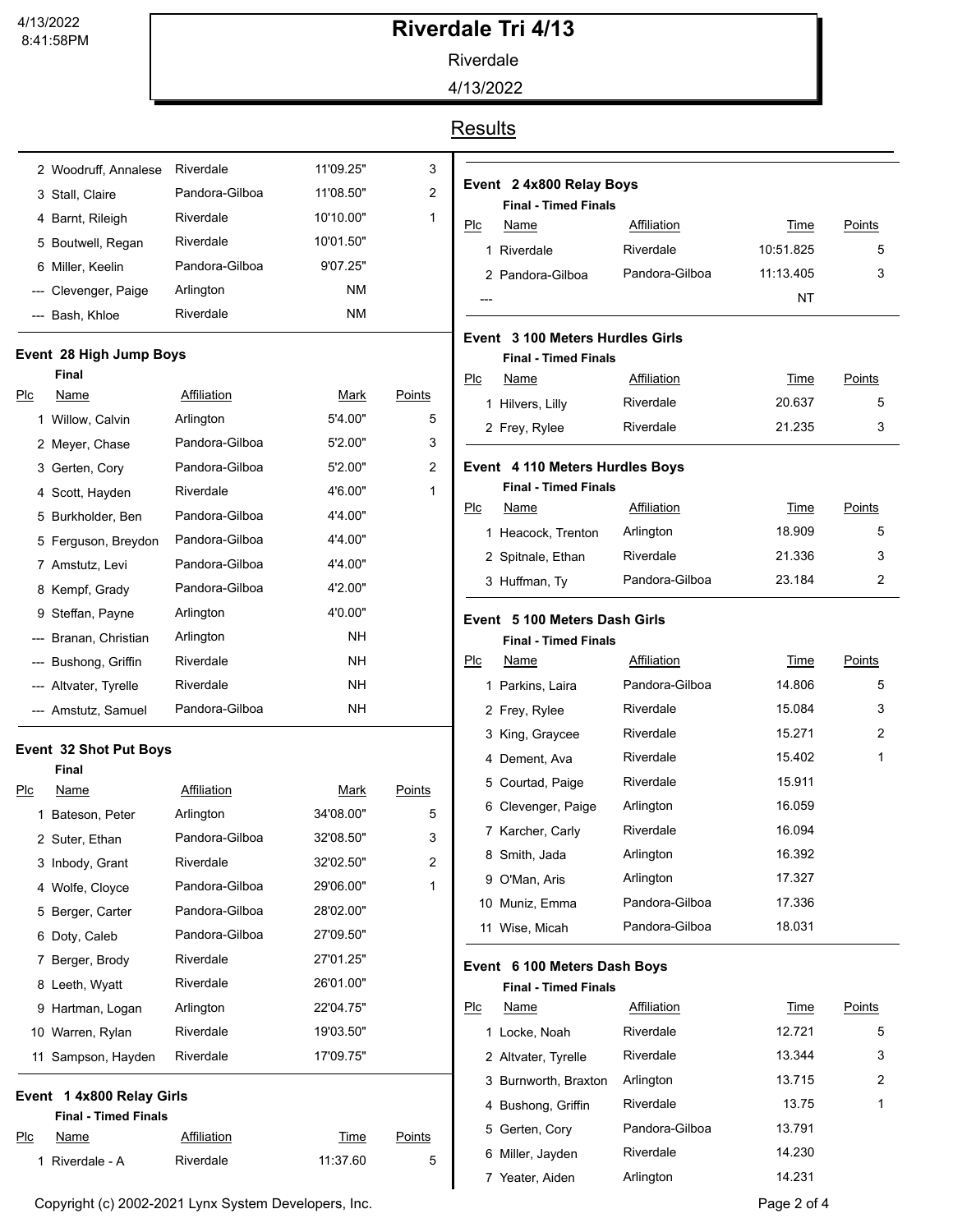# Riverdale Tri 4/13

Riverdale

4/13/2022

## Results

| Plc | Name | Affiliation | Mark | Points |
|---|---|---|---|---|
| 2 | Woodruff, Annalese | Riverdale | 11'09.25" | 3 |
| 3 | Stall, Claire | Pandora-Gilboa | 11'08.50" | 2 |
| 4 | Barnt, Rileigh | Riverdale | 10'10.00" | 1 |
| 5 | Boutwell, Regan | Riverdale | 10'01.50" | |
| 6 | Miller, Keelin | Pandora-Gilboa | 9'07.25" | |
| --- | Clevenger, Paige | Arlington | NM | |
| --- | Bash, Khloe | Riverdale | NM | |

### Event 28 High Jump Boys

**Final**

| Plc | Name | Affiliation | Mark | Points |
|---|---|---|---|---|
| 1 | Willow, Calvin | Arlington | 5'4.00" | 5 |
| 2 | Meyer, Chase | Pandora-Gilboa | 5'2.00" | 3 |
| 3 | Gerten, Cory | Pandora-Gilboa | 5'2.00" | 2 |
| 4 | Scott, Hayden | Riverdale | 4'6.00" | 1 |
| 5 | Burkholder, Ben | Pandora-Gilboa | 4'4.00" | |
| 5 | Ferguson, Breydon | Pandora-Gilboa | 4'4.00" | |
| 7 | Amstutz, Levi | Pandora-Gilboa | 4'4.00" | |
| 8 | Kempf, Grady | Pandora-Gilboa | 4'2.00" | |
| 9 | Steffan, Payne | Arlington | 4'0.00" | |
| --- | Branan, Christian | Arlington | NH | |
| --- | Bushong, Griffin | Riverdale | NH | |
| --- | Altvater, Tyrelle | Riverdale | NH | |
| --- | Amstutz, Samuel | Pandora-Gilboa | NH | |

### Event 32 Shot Put Boys

**Final**

| Plc | Name | Affiliation | Mark | Points |
|---|---|---|---|---|
| 1 | Bateson, Peter | Arlington | 34'08.00" | 5 |
| 2 | Suter, Ethan | Pandora-Gilboa | 32'08.50" | 3 |
| 3 | Inbody, Grant | Riverdale | 32'02.50" | 2 |
| 4 | Wolfe, Cloyce | Pandora-Gilboa | 29'06.00" | 1 |
| 5 | Berger, Carter | Pandora-Gilboa | 28'02.00" | |
| 6 | Doty, Caleb | Pandora-Gilboa | 27'09.50" | |
| 7 | Berger, Brody | Riverdale | 27'01.25" | |
| 8 | Leeth, Wyatt | Riverdale | 26'01.00" | |
| 9 | Hartman, Logan | Arlington | 22'04.75" | |
| 10 | Warren, Rylan | Riverdale | 19'03.50" | |
| 11 | Sampson, Hayden | Riverdale | 17'09.75" | |

### Event 1 4x800 Relay Girls

**Final - Timed Finals**

| Plc | Name | Affiliation | Time | Points |
|---|---|---|---|---|
| 1 | Riverdale - A | Riverdale | 11:37.60 | 5 |

### Event 2 4x800 Relay Boys

**Final - Timed Finals**

| Plc | Name | Affiliation | Time | Points |
|---|---|---|---|---|
| 1 | Riverdale | Riverdale | 10:51.825 | 5 |
| 2 | Pandora-Gilboa | Pandora-Gilboa | 11:13.405 | 3 |
| --- | | | NT | |

### Event 3 100 Meters Hurdles Girls

**Final - Timed Finals**

| Plc | Name | Affiliation | Time | Points |
|---|---|---|---|---|
| 1 | Hilvers, Lilly | Riverdale | 20.637 | 5 |
| 2 | Frey, Rylee | Riverdale | 21.235 | 3 |

### Event 4 110 Meters Hurdles Boys

**Final - Timed Finals**

| Plc | Name | Affiliation | Time | Points |
|---|---|---|---|---|
| 1 | Heacock, Trenton | Arlington | 18.909 | 5 |
| 2 | Spitnale, Ethan | Riverdale | 21.336 | 3 |
| 3 | Huffman, Ty | Pandora-Gilboa | 23.184 | 2 |

### Event 5 100 Meters Dash Girls

**Final - Timed Finals**

| Plc | Name | Affiliation | Time | Points |
|---|---|---|---|---|
| 1 | Parkins, Laira | Pandora-Gilboa | 14.806 | 5 |
| 2 | Frey, Rylee | Riverdale | 15.084 | 3 |
| 3 | King, Graycee | Riverdale | 15.271 | 2 |
| 4 | Dement, Ava | Riverdale | 15.402 | 1 |
| 5 | Courtad, Paige | Riverdale | 15.911 | |
| 6 | Clevenger, Paige | Arlington | 16.059 | |
| 7 | Karcher, Carly | Riverdale | 16.094 | |
| 8 | Smith, Jada | Arlington | 16.392 | |
| 9 | O'Man, Aris | Arlington | 17.327 | |
| 10 | Muniz, Emma | Pandora-Gilboa | 17.336 | |
| 11 | Wise, Micah | Pandora-Gilboa | 18.031 | |

### Event 6 100 Meters Dash Boys

**Final - Timed Finals**

| Plc | Name | Affiliation | Time | Points |
|---|---|---|---|---|
| 1 | Locke, Noah | Riverdale | 12.721 | 5 |
| 2 | Altvater, Tyrelle | Riverdale | 13.344 | 3 |
| 3 | Burnworth, Braxton | Arlington | 13.715 | 2 |
| 4 | Bushong, Griffin | Riverdale | 13.75 | 1 |
| 5 | Gerten, Cory | Pandora-Gilboa | 13.791 | |
| 6 | Miller, Jayden | Riverdale | 14.230 | |
| 7 | Yeater, Aiden | Arlington | 14.231 | |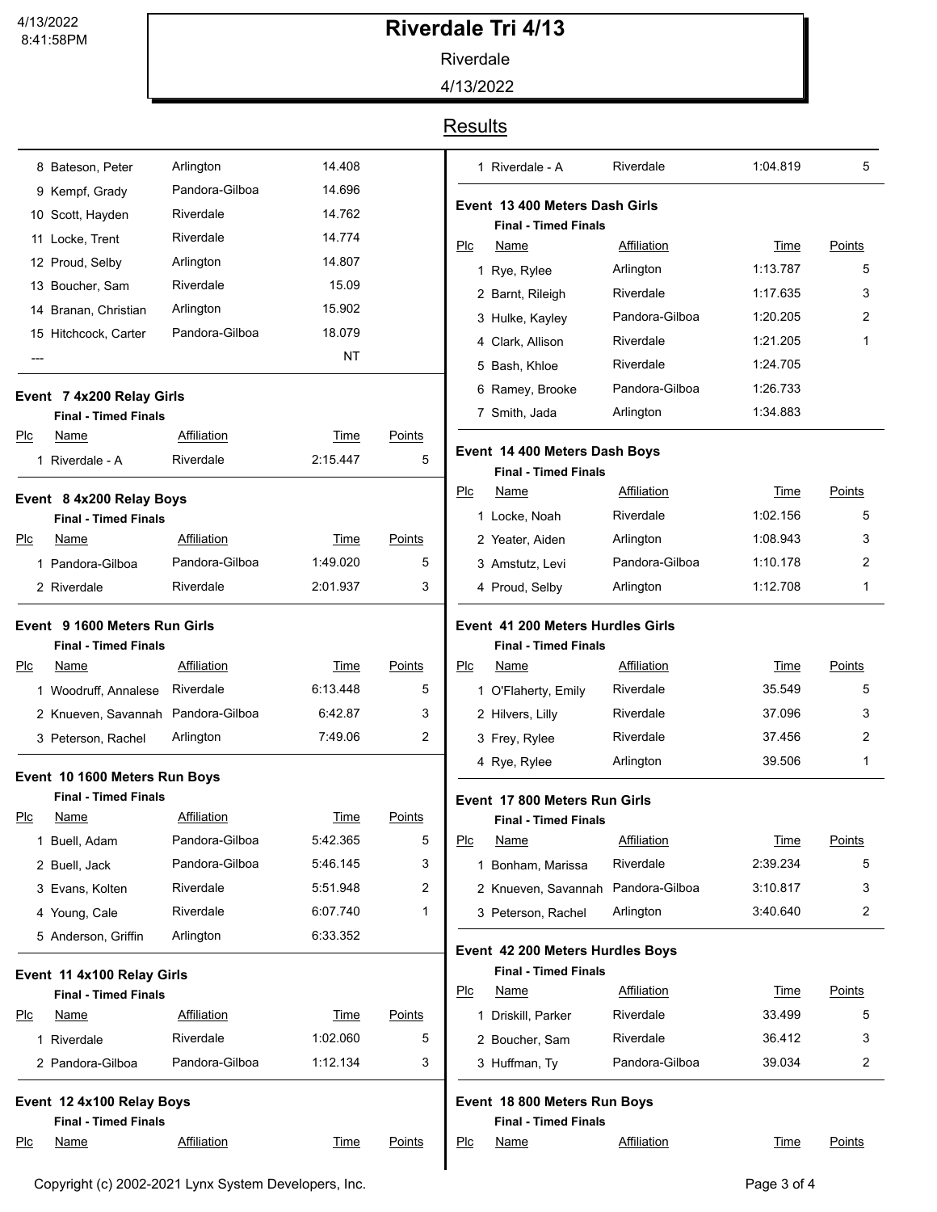# Riverdale Tri 4/13

Riverdale

4/13/2022

## Results

| Plc | Name | Affiliation | Time | Points |
|---|---|---|---|---|
| 8 | Bateson, Peter | Arlington | 14.408 | |
| 9 | Kempf, Grady | Pandora-Gilboa | 14.696 | |
| 10 | Scott, Hayden | Riverdale | 14.762 | |
| 11 | Locke, Trent | Riverdale | 14.774 | |
| 12 | Proud, Selby | Arlington | 14.807 | |
| 13 | Boucher, Sam | Riverdale | 15.09 | |
| 14 | Branan, Christian | Arlington | 15.902 | |
| 15 | Hitchcock, Carter | Pandora-Gilboa | 18.079 | |
| --- | | | NT | |

### Event 7 4x200 Relay Girls

**Final - Timed Finals**

| Plc | Name | Affiliation | Time | Points |
|---|---|---|---|---|
| 1 | Riverdale - A | Riverdale | 2:15.447 | 5 |

### Event 8 4x200 Relay Boys

**Final - Timed Finals**

| Plc | Name | Affiliation | Time | Points |
|---|---|---|---|---|
| 1 | Pandora-Gilboa | Pandora-Gilboa | 1:49.020 | 5 |
| 2 | Riverdale | Riverdale | 2:01.937 | 3 |

### Event 9 1600 Meters Run Girls

**Final - Timed Finals**

| Plc | Name | Affiliation | Time | Points |
|---|---|---|---|---|
| 1 | Woodruff, Annalese | Riverdale | 6:13.448 | 5 |
| 2 | Knueven, Savannah | Pandora-Gilboa | 6:42.87 | 3 |
| 3 | Peterson, Rachel | Arlington | 7:49.06 | 2 |

### Event 10 1600 Meters Run Boys

**Final - Timed Finals**

| Plc | Name | Affiliation | Time | Points |
|---|---|---|---|---|
| 1 | Buell, Adam | Pandora-Gilboa | 5:42.365 | 5 |
| 2 | Buell, Jack | Pandora-Gilboa | 5:46.145 | 3 |
| 3 | Evans, Kolten | Riverdale | 5:51.948 | 2 |
| 4 | Young, Cale | Riverdale | 6:07.740 | 1 |
| 5 | Anderson, Griffin | Arlington | 6:33.352 | |

### Event 11 4x100 Relay Girls

**Final - Timed Finals**

| Plc | Name | Affiliation | Time | Points |
|---|---|---|---|---|
| 1 | Riverdale | Riverdale | 1:02.060 | 5 |
| 2 | Pandora-Gilboa | Pandora-Gilboa | 1:12.134 | 3 |

### Event 12 4x100 Relay Boys

**Final - Timed Finals**

| Plc | Name | Affiliation | Time | Points |
|---|---|---|---|---|
| 1 | Riverdale - A | Riverdale | 1:04.819 | 5 |

### Event 13 400 Meters Dash Girls

**Final - Timed Finals**

| Plc | Name | Affiliation | Time | Points |
|---|---|---|---|---|
| 1 | Rye, Rylee | Arlington | 1:13.787 | 5 |
| 2 | Barnt, Rileigh | Riverdale | 1:17.635 | 3 |
| 3 | Hulke, Kayley | Pandora-Gilboa | 1:20.205 | 2 |
| 4 | Clark, Allison | Riverdale | 1:21.205 | 1 |
| 5 | Bash, Khloe | Riverdale | 1:24.705 | |
| 6 | Ramey, Brooke | Pandora-Gilboa | 1:26.733 | |
| 7 | Smith, Jada | Arlington | 1:34.883 | |

### Event 14 400 Meters Dash Boys

**Final - Timed Finals**

| Plc | Name | Affiliation | Time | Points |
|---|---|---|---|---|
| 1 | Locke, Noah | Riverdale | 1:02.156 | 5 |
| 2 | Yeater, Aiden | Arlington | 1:08.943 | 3 |
| 3 | Amstutz, Levi | Pandora-Gilboa | 1:10.178 | 2 |
| 4 | Proud, Selby | Arlington | 1:12.708 | 1 |

### Event 41 200 Meters Hurdles Girls

**Final - Timed Finals**

| Plc | Name | Affiliation | Time | Points |
|---|---|---|---|---|
| 1 | O'Flaherty, Emily | Riverdale | 35.549 | 5 |
| 2 | Hilvers, Lilly | Riverdale | 37.096 | 3 |
| 3 | Frey, Rylee | Riverdale | 37.456 | 2 |
| 4 | Rye, Rylee | Arlington | 39.506 | 1 |

### Event 17 800 Meters Run Girls

**Final - Timed Finals**

| Plc | Name | Affiliation | Time | Points |
|---|---|---|---|---|
| 1 | Bonham, Marissa | Riverdale | 2:39.234 | 5 |
| 2 | Knueven, Savannah | Pandora-Gilboa | 3:10.817 | 3 |
| 3 | Peterson, Rachel | Arlington | 3:40.640 | 2 |

### Event 42 200 Meters Hurdles Boys

**Final - Timed Finals**

| Plc | Name | Affiliation | Time | Points |
|---|---|---|---|---|
| 1 | Driskill, Parker | Riverdale | 33.499 | 5 |
| 2 | Boucher, Sam | Riverdale | 36.412 | 3 |
| 3 | Huffman, Ty | Pandora-Gilboa | 39.034 | 2 |

### Event 18 800 Meters Run Boys

**Final - Timed Finals**

| Plc | Name | Affiliation | Time | Points |
|---|---|---|---|---|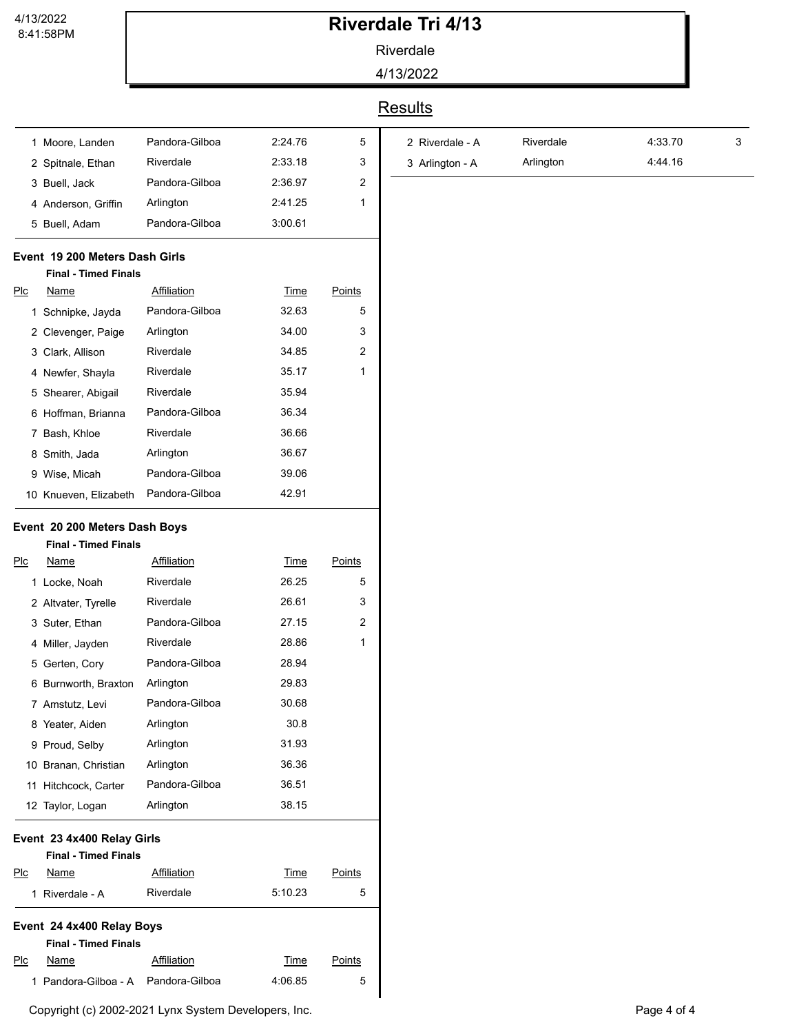# Riverdale Tri 4/13

Riverdale

4/13/2022

## Results

| Plc | Name | Affiliation | Time | Points |
|---|---|---|---|---|
| 1 | Moore, Landen | Pandora-Gilboa | 2:24.76 | 5 |
| 2 | Spitnale, Ethan | Riverdale | 2:33.18 | 3 |
| 3 | Buell, Jack | Pandora-Gilboa | 2:36.97 | 2 |
| 4 | Anderson, Griffin | Arlington | 2:41.25 | 1 |
| 5 | Buell, Adam | Pandora-Gilboa | 3:00.61 | |

### Event 19 200 Meters Dash Girls

**Final - Timed Finals**

| Plc | Name | Affiliation | Time | Points |
|---|---|---|---|---|
| 1 | Schnipke, Jayda | Pandora-Gilboa | 32.63 | 5 |
| 2 | Clevenger, Paige | Arlington | 34.00 | 3 |
| 3 | Clark, Allison | Riverdale | 34.85 | 2 |
| 4 | Newfer, Shayla | Riverdale | 35.17 | 1 |
| 5 | Shearer, Abigail | Riverdale | 35.94 | |
| 6 | Hoffman, Brianna | Pandora-Gilboa | 36.34 | |
| 7 | Bash, Khloe | Riverdale | 36.66 | |
| 8 | Smith, Jada | Arlington | 36.67 | |
| 9 | Wise, Micah | Pandora-Gilboa | 39.06 | |
| 10 | Knueven, Elizabeth | Pandora-Gilboa | 42.91 | |

### Event 20 200 Meters Dash Boys

**Final - Timed Finals**

| Plc | Name | Affiliation | Time | Points |
|---|---|---|---|---|
| 1 | Locke, Noah | Riverdale | 26.25 | 5 |
| 2 | Altvater, Tyrelle | Riverdale | 26.61 | 3 |
| 3 | Suter, Ethan | Pandora-Gilboa | 27.15 | 2 |
| 4 | Miller, Jayden | Riverdale | 28.86 | 1 |
| 5 | Gerten, Cory | Pandora-Gilboa | 28.94 | |
| 6 | Burnworth, Braxton | Arlington | 29.83 | |
| 7 | Amstutz, Levi | Pandora-Gilboa | 30.68 | |
| 8 | Yeater, Aiden | Arlington | 30.8 | |
| 9 | Proud, Selby | Arlington | 31.93 | |
| 10 | Branan, Christian | Arlington | 36.36 | |
| 11 | Hitchcock, Carter | Pandora-Gilboa | 36.51 | |
| 12 | Taylor, Logan | Arlington | 38.15 | |

### Event 23 4x400 Relay Girls

**Final - Timed Finals**

| Plc | Name | Affiliation | Time | Points |
|---|---|---|---|---|
| 1 | Riverdale - A | Riverdale | 5:10.23 | 5 |

### Event 24 4x400 Relay Boys

**Final - Timed Finals**

| Plc | Name | Affiliation | Time | Points |
|---|---|---|---|---|
| 1 | Pandora-Gilboa - A | Pandora-Gilboa | 4:06.85 | 5 |
| 2 | Riverdale - A | Riverdale | 4:33.70 | 3 |
| 3 | Arlington - A | Arlington | 4:44.16 | |